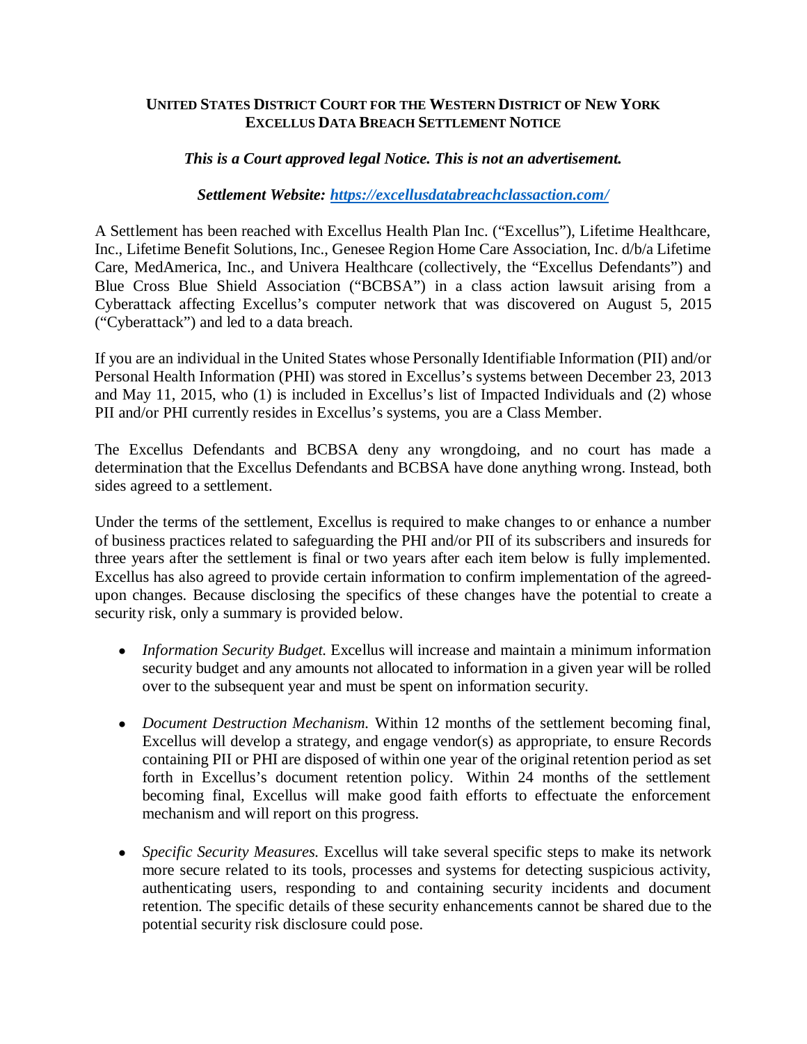**United States District Court for the Western District of New York**
**Excellus Data Breach Settlement Notice**

***This is a Court approved legal Notice. This is not an advertisement.***

***Settlement Website: [https://excellusdatabreachclassaction.com/](https://excellusdatabreachclassaction.com/)***

A Settlement has been reached with Excellus Health Plan Inc. ("Excellus"), Lifetime Healthcare, Inc., Lifetime Benefit Solutions, Inc., Genesee Region Home Care Association, Inc. d/b/a Lifetime Care, MedAmerica, Inc., and Univera Healthcare (collectively, the "Excellus Defendants") and Blue Cross Blue Shield Association ("BCBSA") in a class action lawsuit arising from a Cyberattack affecting Excellus's computer network that was discovered on August 5, 2015 ("Cyberattack") and led to a data breach.

If you are an individual in the United States whose Personally Identifiable Information (PII) and/or Personal Health Information (PHI) was stored in Excellus's systems between December 23, 2013 and May 11, 2015, who (1) is included in Excellus's list of Impacted Individuals and (2) whose PII and/or PHI currently resides in Excellus's systems, you are a Class Member.

The Excellus Defendants and BCBSA deny any wrongdoing, and no court has made a determination that the Excellus Defendants and BCBSA have done anything wrong. Instead, both sides agreed to a settlement.

Under the terms of the settlement, Excellus is required to make changes to or enhance a number of business practices related to safeguarding the PHI and/or PII of its subscribers and insureds for three years after the settlement is final or two years after each item below is fully implemented. Excellus has also agreed to provide certain information to confirm implementation of the agreed-upon changes. Because disclosing the specifics of these changes have the potential to create a security risk, only a summary is provided below.

- *Information Security Budget.* Excellus will increase and maintain a minimum information security budget and any amounts not allocated to information in a given year will be rolled over to the subsequent year and must be spent on information security.

- *Document Destruction Mechanism.* Within 12 months of the settlement becoming final, Excellus will develop a strategy, and engage vendor(s) as appropriate, to ensure Records containing PII or PHI are disposed of within one year of the original retention period as set forth in Excellus's document retention policy. Within 24 months of the settlement becoming final, Excellus will make good faith efforts to effectuate the enforcement mechanism and will report on this progress.

- *Specific Security Measures.* Excellus will take several specific steps to make its network more secure related to its tools, processes and systems for detecting suspicious activity, authenticating users, responding to and containing security incidents and document retention. The specific details of these security enhancements cannot be shared due to the potential security risk disclosure could pose.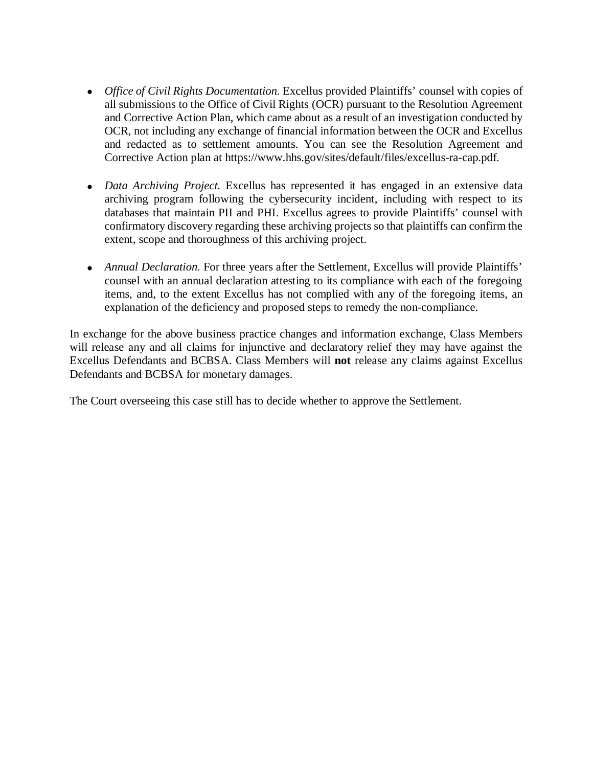- *Office of Civil Rights Documentation.* Excellus provided Plaintiffs' counsel with copies of all submissions to the Office of Civil Rights (OCR) pursuant to the Resolution Agreement and Corrective Action Plan, which came about as a result of an investigation conducted by OCR, not including any exchange of financial information between the OCR and Excellus and redacted as to settlement amounts. You can see the Resolution Agreement and Corrective Action plan at https://www.hhs.gov/sites/default/files/excellus-ra-cap.pdf.

- *Data Archiving Project.* Excellus has represented it has engaged in an extensive data archiving program following the cybersecurity incident, including with respect to its databases that maintain PII and PHI. Excellus agrees to provide Plaintiffs' counsel with confirmatory discovery regarding these archiving projects so that plaintiffs can confirm the extent, scope and thoroughness of this archiving project.

- *Annual Declaration.* For three years after the Settlement, Excellus will provide Plaintiffs' counsel with an annual declaration attesting to its compliance with each of the foregoing items, and, to the extent Excellus has not complied with any of the foregoing items, an explanation of the deficiency and proposed steps to remedy the non-compliance.

In exchange for the above business practice changes and information exchange, Class Members will release any and all claims for injunctive and declaratory relief they may have against the Excellus Defendants and BCBSA. Class Members will **not** release any claims against Excellus Defendants and BCBSA for monetary damages.

The Court overseeing this case still has to decide whether to approve the Settlement.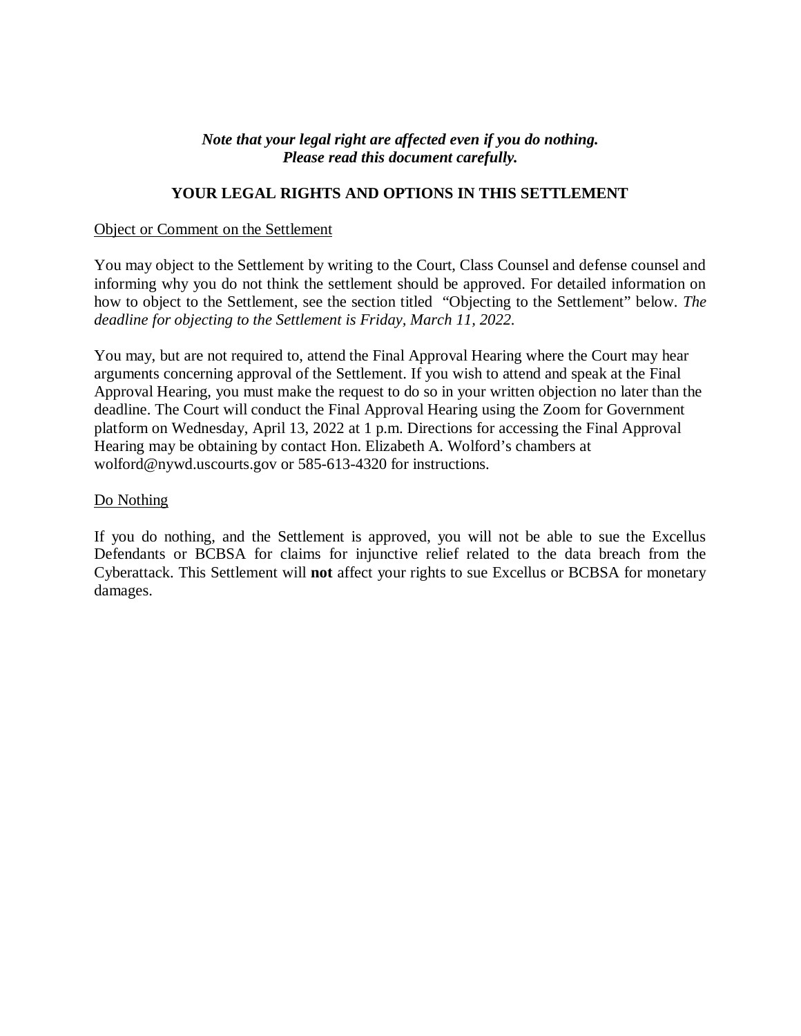***Note that your legal right are affected even if you do nothing.***
***Please read this document carefully.***

## YOUR LEGAL RIGHTS AND OPTIONS IN THIS SETTLEMENT

<u>Object or Comment on the Settlement</u>

You may object to the Settlement by writing to the Court, Class Counsel and defense counsel and informing why you do not think the settlement should be approved. For detailed information on how to object to the Settlement, see the section titled "Objecting to the Settlement" below. *The deadline for objecting to the Settlement is Friday, March 11, 2022.*

You may, but are not required to, attend the Final Approval Hearing where the Court may hear arguments concerning approval of the Settlement. If you wish to attend and speak at the Final Approval Hearing, you must make the request to do so in your written objection no later than the deadline. The Court will conduct the Final Approval Hearing using the Zoom for Government platform on Wednesday, April 13, 2022 at 1 p.m. Directions for accessing the Final Approval Hearing may be obtaining by contact Hon. Elizabeth A. Wolford's chambers at wolford@nywd.uscourts.gov or 585-613-4320 for instructions.

<u>Do Nothing</u>

If you do nothing, and the Settlement is approved, you will not be able to sue the Excellus Defendants or BCBSA for claims for injunctive relief related to the data breach from the Cyberattack. This Settlement will **not** affect your rights to sue Excellus or BCBSA for monetary damages.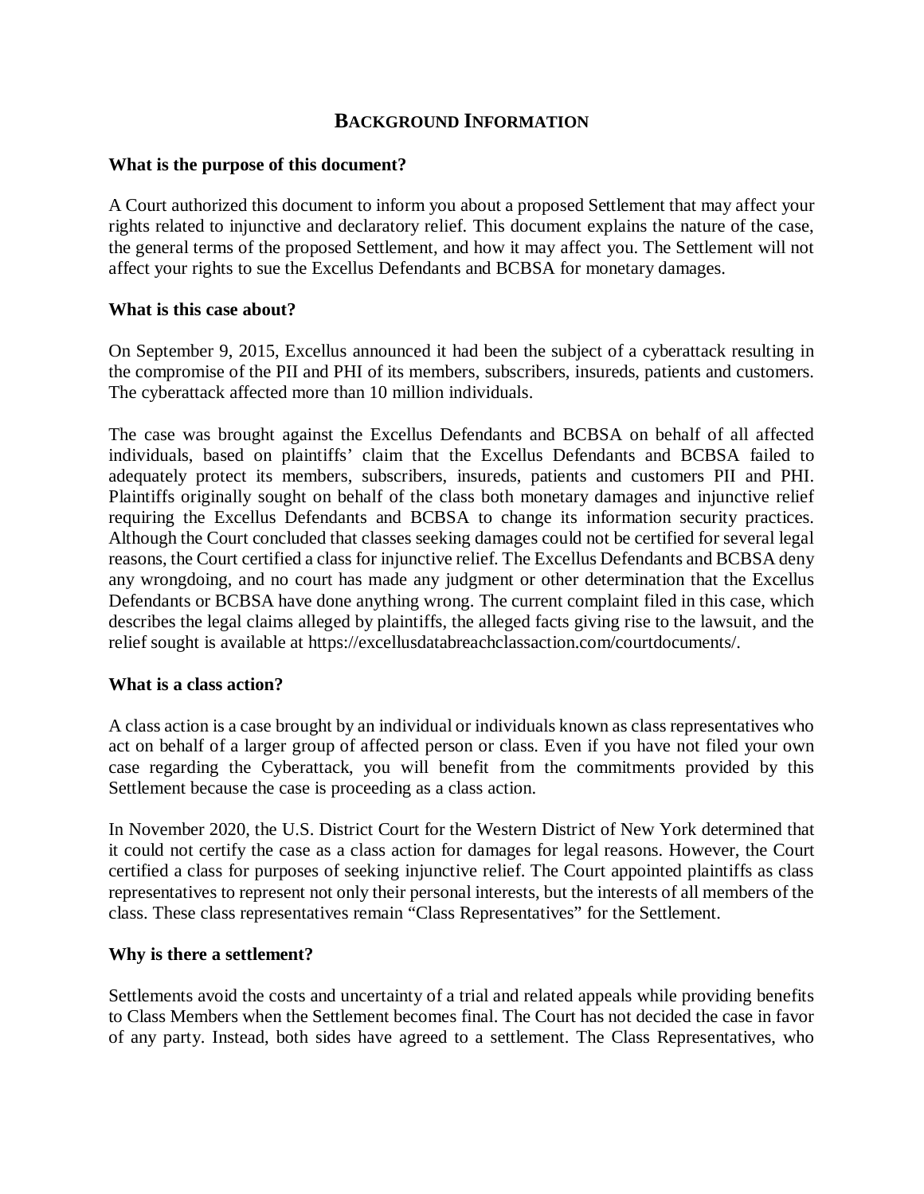## Background Information

**What is the purpose of this document?**

A Court authorized this document to inform you about a proposed Settlement that may affect your rights related to injunctive and declaratory relief. This document explains the nature of the case, the general terms of the proposed Settlement, and how it may affect you. The Settlement will not affect your rights to sue the Excellus Defendants and BCBSA for monetary damages.

**What is this case about?**

On September 9, 2015, Excellus announced it had been the subject of a cyberattack resulting in the compromise of the PII and PHI of its members, subscribers, insureds, patients and customers. The cyberattack affected more than 10 million individuals.

The case was brought against the Excellus Defendants and BCBSA on behalf of all affected individuals, based on plaintiffs' claim that the Excellus Defendants and BCBSA failed to adequately protect its members, subscribers, insureds, patients and customers PII and PHI. Plaintiffs originally sought on behalf of the class both monetary damages and injunctive relief requiring the Excellus Defendants and BCBSA to change its information security practices. Although the Court concluded that classes seeking damages could not be certified for several legal reasons, the Court certified a class for injunctive relief. The Excellus Defendants and BCBSA deny any wrongdoing, and no court has made any judgment or other determination that the Excellus Defendants or BCBSA have done anything wrong. The current complaint filed in this case, which describes the legal claims alleged by plaintiffs, the alleged facts giving rise to the lawsuit, and the relief sought is available at https://excellusdatabreachclassaction.com/courtdocuments/.

**What is a class action?**

A class action is a case brought by an individual or individuals known as class representatives who act on behalf of a larger group of affected person or class. Even if you have not filed your own case regarding the Cyberattack, you will benefit from the commitments provided by this Settlement because the case is proceeding as a class action.

In November 2020, the U.S. District Court for the Western District of New York determined that it could not certify the case as a class action for damages for legal reasons. However, the Court certified a class for purposes of seeking injunctive relief. The Court appointed plaintiffs as class representatives to represent not only their personal interests, but the interests of all members of the class. These class representatives remain "Class Representatives" for the Settlement.

**Why is there a settlement?**

Settlements avoid the costs and uncertainty of a trial and related appeals while providing benefits to Class Members when the Settlement becomes final. The Court has not decided the case in favor of any party. Instead, both sides have agreed to a settlement. The Class Representatives, who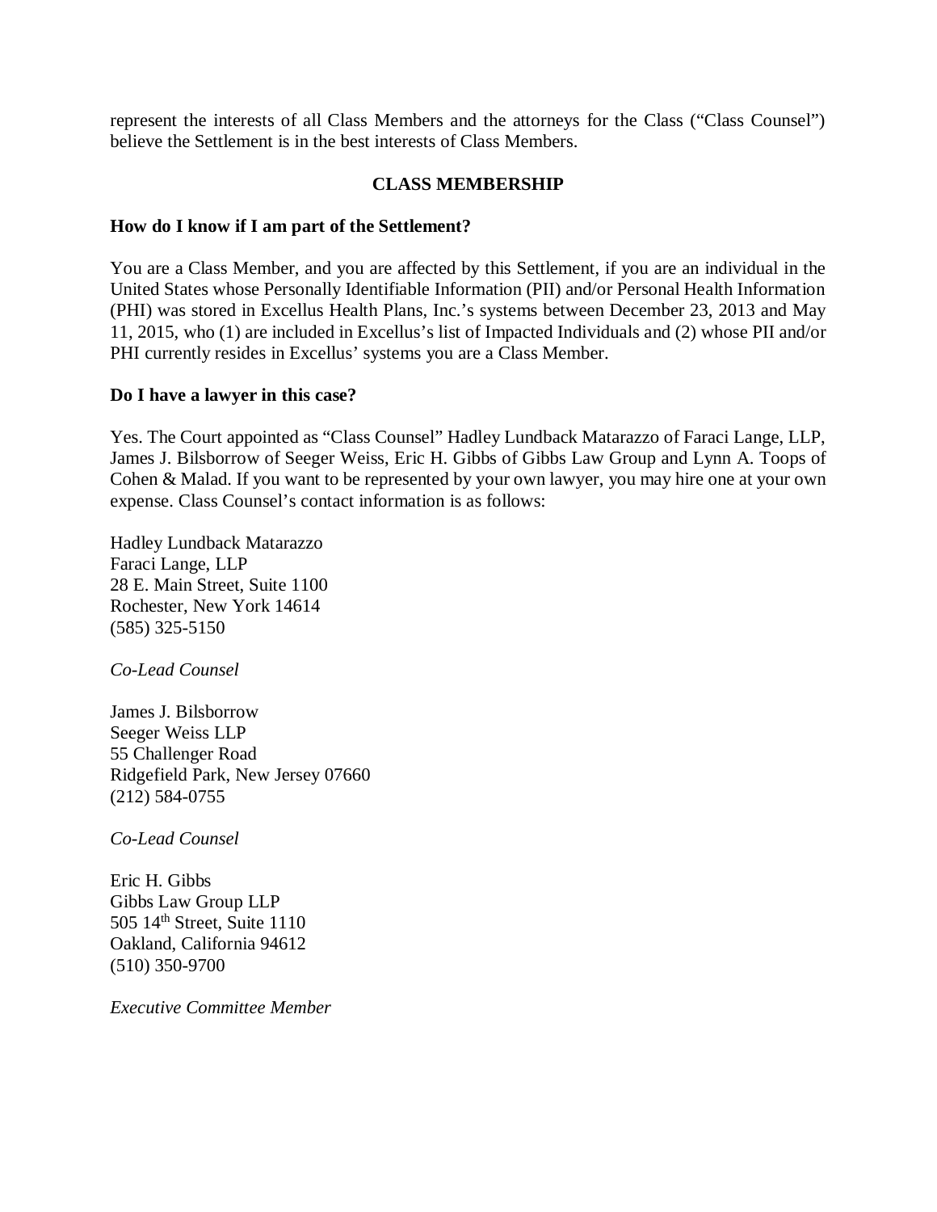represent the interests of all Class Members and the attorneys for the Class ("Class Counsel") believe the Settlement is in the best interests of Class Members.

## CLASS MEMBERSHIP

### How do I know if I am part of the Settlement?

You are a Class Member, and you are affected by this Settlement, if you are an individual in the United States whose Personally Identifiable Information (PII) and/or Personal Health Information (PHI) was stored in Excellus Health Plans, Inc.'s systems between December 23, 2013 and May 11, 2015, who (1) are included in Excellus's list of Impacted Individuals and (2) whose PII and/or PHI currently resides in Excellus' systems you are a Class Member.

### Do I have a lawyer in this case?

Yes. The Court appointed as "Class Counsel" Hadley Lundback Matarazzo of Faraci Lange, LLP, James J. Bilsborrow of Seeger Weiss, Eric H. Gibbs of Gibbs Law Group and Lynn A. Toops of Cohen & Malad. If you want to be represented by your own lawyer, you may hire one at your own expense. Class Counsel's contact information is as follows:

Hadley Lundback Matarazzo
Faraci Lange, LLP
28 E. Main Street, Suite 1100
Rochester, New York 14614
(585) 325-5150

*Co-Lead Counsel*

James J. Bilsborrow
Seeger Weiss LLP
55 Challenger Road
Ridgefield Park, New Jersey 07660
(212) 584-0755

*Co-Lead Counsel*

Eric H. Gibbs
Gibbs Law Group LLP
505 14th Street, Suite 1110
Oakland, California 94612
(510) 350-9700

*Executive Committee Member*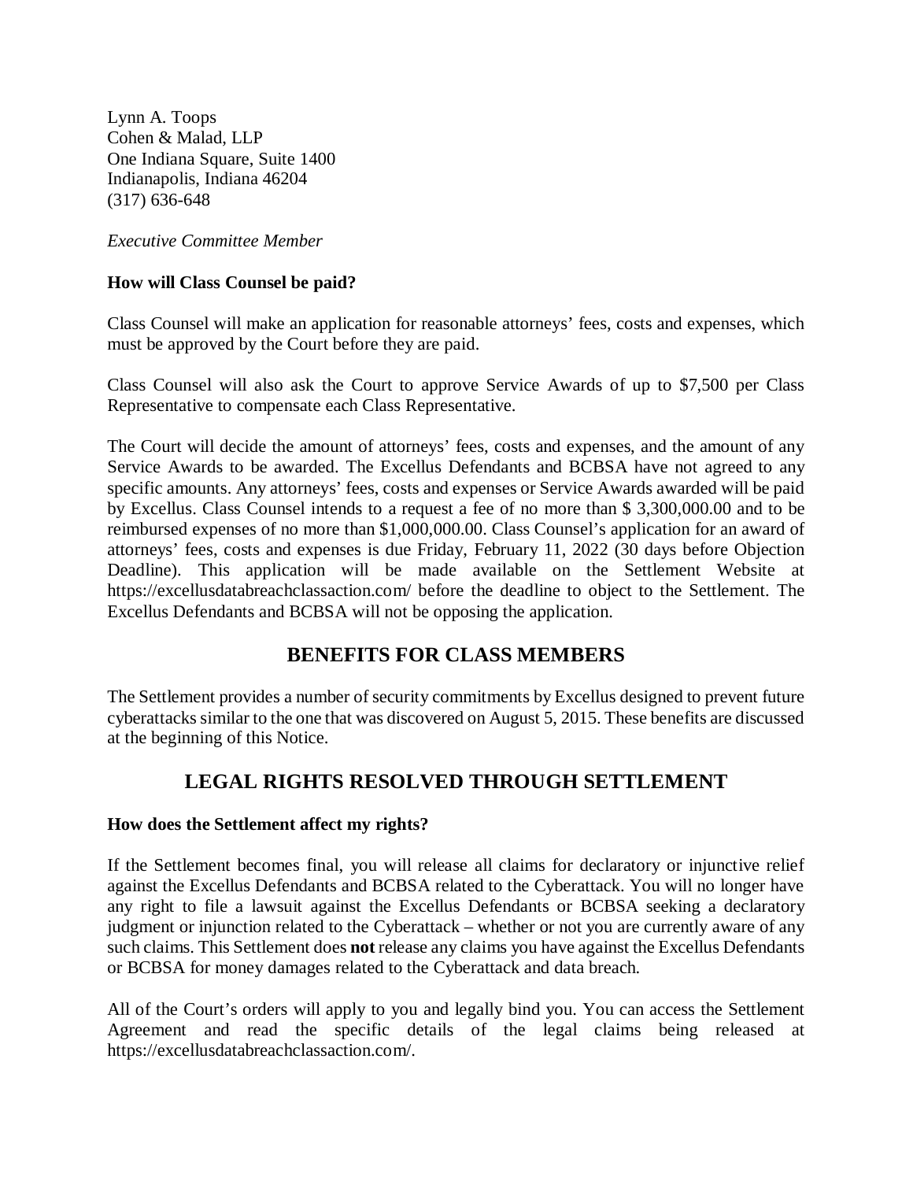Lynn A. Toops
Cohen & Malad, LLP
One Indiana Square, Suite 1400
Indianapolis, Indiana 46204
(317) 636-648

*Executive Committee Member*

**How will Class Counsel be paid?**

Class Counsel will make an application for reasonable attorneys' fees, costs and expenses, which must be approved by the Court before they are paid.

Class Counsel will also ask the Court to approve Service Awards of up to $7,500 per Class Representative to compensate each Class Representative.

The Court will decide the amount of attorneys' fees, costs and expenses, and the amount of any Service Awards to be awarded. The Excellus Defendants and BCBSA have not agreed to any specific amounts. Any attorneys' fees, costs and expenses or Service Awards awarded will be paid by Excellus. Class Counsel intends to a request a fee of no more than $ 3,300,000.00 and to be reimbursed expenses of no more than $1,000,000.00. Class Counsel's application for an award of attorneys' fees, costs and expenses is due Friday, February 11, 2022 (30 days before Objection Deadline). This application will be made available on the Settlement Website at https://excellusdatabreachclassaction.com/ before the deadline to object to the Settlement. The Excellus Defendants and BCBSA will not be opposing the application.

## BENEFITS FOR CLASS MEMBERS

The Settlement provides a number of security commitments by Excellus designed to prevent future cyberattacks similar to the one that was discovered on August 5, 2015. These benefits are discussed at the beginning of this Notice.

## LEGAL RIGHTS RESOLVED THROUGH SETTLEMENT

**How does the Settlement affect my rights?**

If the Settlement becomes final, you will release all claims for declaratory or injunctive relief against the Excellus Defendants and BCBSA related to the Cyberattack. You will no longer have any right to file a lawsuit against the Excellus Defendants or BCBSA seeking a declaratory judgment or injunction related to the Cyberattack – whether or not you are currently aware of any such claims. This Settlement does **not** release any claims you have against the Excellus Defendants or BCBSA for money damages related to the Cyberattack and data breach.

All of the Court's orders will apply to you and legally bind you. You can access the Settlement Agreement and read the specific details of the legal claims being released at https://excellusdatabreachclassaction.com/.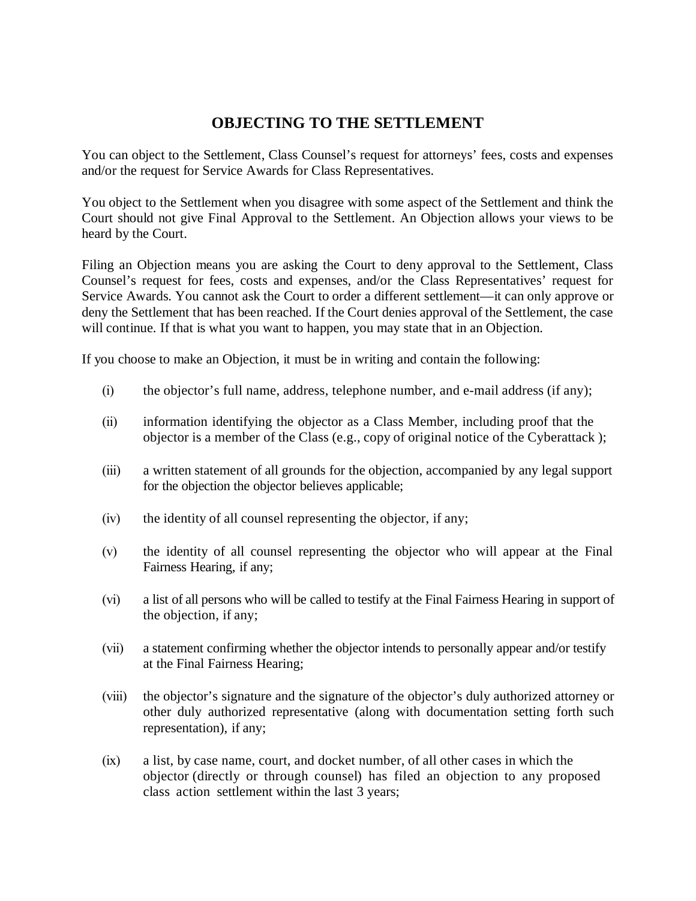## OBJECTING TO THE SETTLEMENT

You can object to the Settlement, Class Counsel's request for attorneys' fees, costs and expenses and/or the request for Service Awards for Class Representatives.

You object to the Settlement when you disagree with some aspect of the Settlement and think the Court should not give Final Approval to the Settlement. An Objection allows your views to be heard by the Court.

Filing an Objection means you are asking the Court to deny approval to the Settlement, Class Counsel's request for fees, costs and expenses, and/or the Class Representatives' request for Service Awards. You cannot ask the Court to order a different settlement—it can only approve or deny the Settlement that has been reached. If the Court denies approval of the Settlement, the case will continue. If that is what you want to happen, you may state that in an Objection.

If you choose to make an Objection, it must be in writing and contain the following:

(i) the objector's full name, address, telephone number, and e-mail address (if any);

(ii) information identifying the objector as a Class Member, including proof that the objector is a member of the Class (e.g., copy of original notice of the Cyberattack );

(iii) a written statement of all grounds for the objection, accompanied by any legal support for the objection the objector believes applicable;

(iv) the identity of all counsel representing the objector, if any;

(v) the identity of all counsel representing the objector who will appear at the Final Fairness Hearing, if any;

(vi) a list of all persons who will be called to testify at the Final Fairness Hearing in support of the objection, if any;

(vii) a statement confirming whether the objector intends to personally appear and/or testify at the Final Fairness Hearing;

(viii) the objector's signature and the signature of the objector's duly authorized attorney or other duly authorized representative (along with documentation setting forth such representation), if any;

(ix) a list, by case name, court, and docket number, of all other cases in which the objector (directly or through counsel) has filed an objection to any proposed class action settlement within the last 3 years;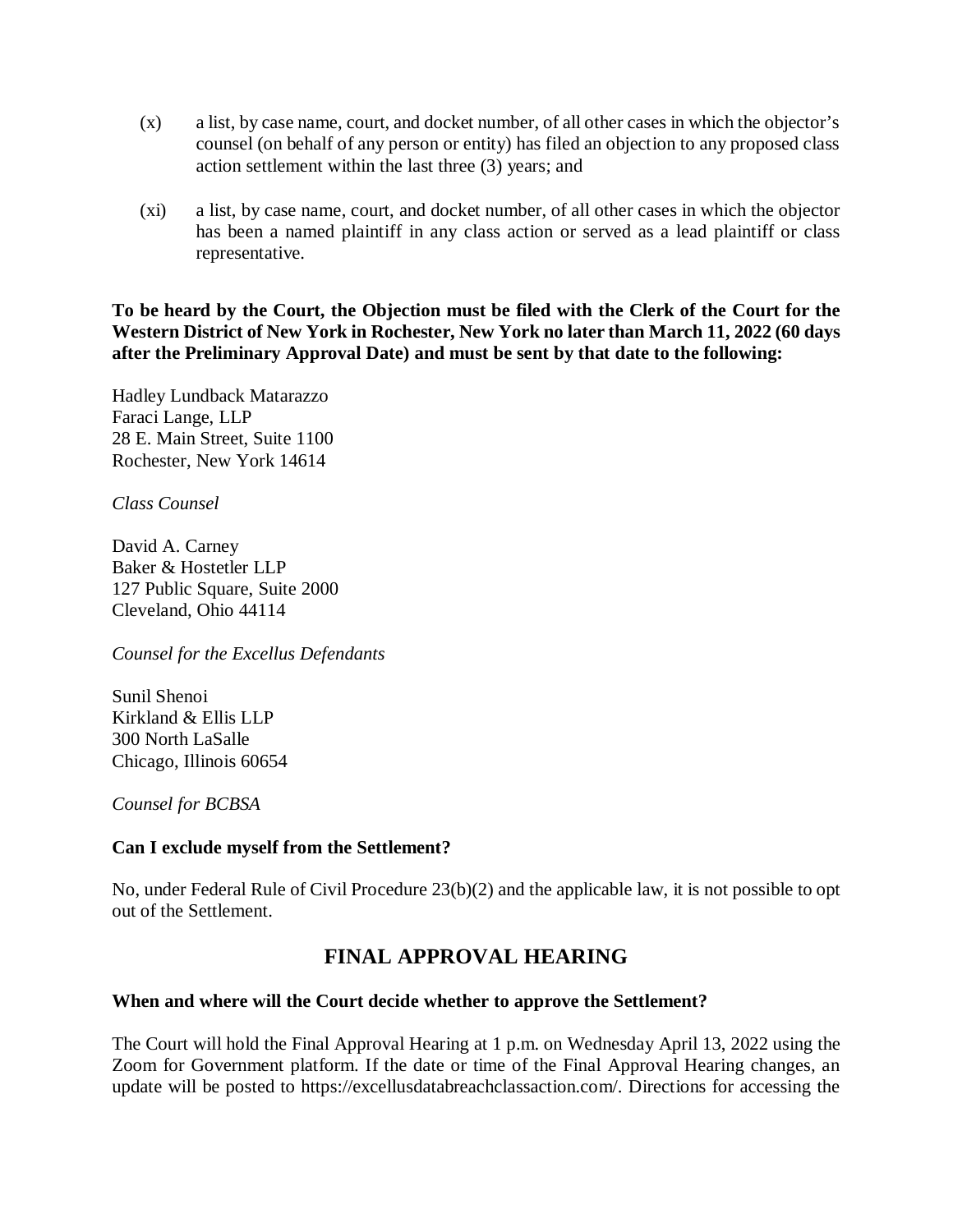(x) a list, by case name, court, and docket number, of all other cases in which the objector's counsel (on behalf of any person or entity) has filed an objection to any proposed class action settlement within the last three (3) years; and

(xi) a list, by case name, court, and docket number, of all other cases in which the objector has been a named plaintiff in any class action or served as a lead plaintiff or class representative.

**To be heard by the Court, the Objection must be filed with the Clerk of the Court for the Western District of New York in Rochester, New York no later than March 11, 2022 (60 days after the Preliminary Approval Date) and must be sent by that date to the following:**

Hadley Lundback Matarazzo
Faraci Lange, LLP
28 E. Main Street, Suite 1100
Rochester, New York 14614

*Class Counsel*

David A. Carney
Baker & Hostetler LLP
127 Public Square, Suite 2000
Cleveland, Ohio 44114

*Counsel for the Excellus Defendants*

Sunil Shenoi
Kirkland & Ellis LLP
300 North LaSalle
Chicago, Illinois 60654

*Counsel for BCBSA*

**Can I exclude myself from the Settlement?**

No, under Federal Rule of Civil Procedure 23(b)(2) and the applicable law, it is not possible to opt out of the Settlement.

## FINAL APPROVAL HEARING

**When and where will the Court decide whether to approve the Settlement?**

The Court will hold the Final Approval Hearing at 1 p.m. on Wednesday April 13, 2022 using the Zoom for Government platform. If the date or time of the Final Approval Hearing changes, an update will be posted to https://excellusdatabreachclassaction.com/. Directions for accessing the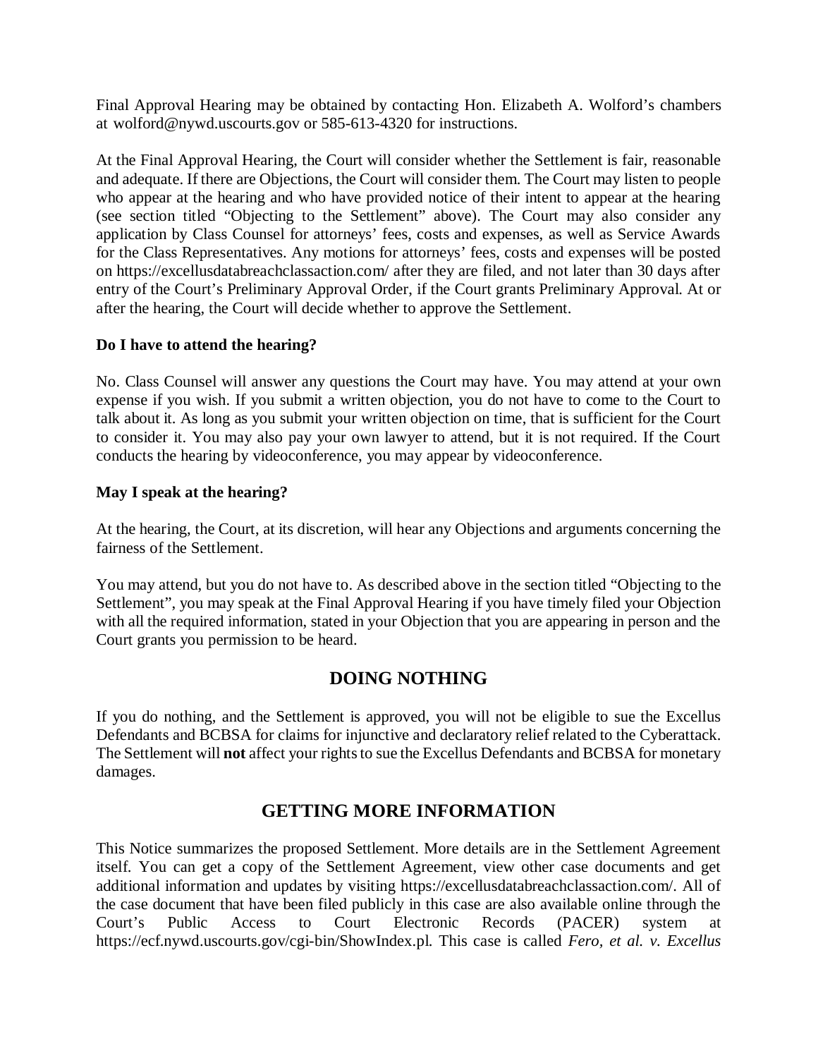Final Approval Hearing may be obtained by contacting Hon. Elizabeth A. Wolford's chambers at wolford@nywd.uscourts.gov or 585-613-4320 for instructions.

At the Final Approval Hearing, the Court will consider whether the Settlement is fair, reasonable and adequate. If there are Objections, the Court will consider them. The Court may listen to people who appear at the hearing and who have provided notice of their intent to appear at the hearing (see section titled "Objecting to the Settlement" above). The Court may also consider any application by Class Counsel for attorneys' fees, costs and expenses, as well as Service Awards for the Class Representatives. Any motions for attorneys' fees, costs and expenses will be posted on https://excellusdatabreachclassaction.com/ after they are filed, and not later than 30 days after entry of the Court's Preliminary Approval Order, if the Court grants Preliminary Approval. At or after the hearing, the Court will decide whether to approve the Settlement.

**Do I have to attend the hearing?**

No. Class Counsel will answer any questions the Court may have. You may attend at your own expense if you wish. If you submit a written objection, you do not have to come to the Court to talk about it. As long as you submit your written objection on time, that is sufficient for the Court to consider it. You may also pay your own lawyer to attend, but it is not required. If the Court conducts the hearing by videoconference, you may appear by videoconference.

**May I speak at the hearing?**

At the hearing, the Court, at its discretion, will hear any Objections and arguments concerning the fairness of the Settlement.

You may attend, but you do not have to. As described above in the section titled "Objecting to the Settlement", you may speak at the Final Approval Hearing if you have timely filed your Objection with all the required information, stated in your Objection that you are appearing in person and the Court grants you permission to be heard.

## DOING NOTHING

If you do nothing, and the Settlement is approved, you will not be eligible to sue the Excellus Defendants and BCBSA for claims for injunctive and declaratory relief related to the Cyberattack. The Settlement will **not** affect your rights to sue the Excellus Defendants and BCBSA for monetary damages.

## GETTING MORE INFORMATION

This Notice summarizes the proposed Settlement. More details are in the Settlement Agreement itself. You can get a copy of the Settlement Agreement, view other case documents and get additional information and updates by visiting https://excellusdatabreachclassaction.com/. All of the case document that have been filed publicly in this case are also available online through the Court's Public Access to Court Electronic Records (PACER) system at https://ecf.nywd.uscourts.gov/cgi-bin/ShowIndex.pl. This case is called *Fero, et al. v. Excellus*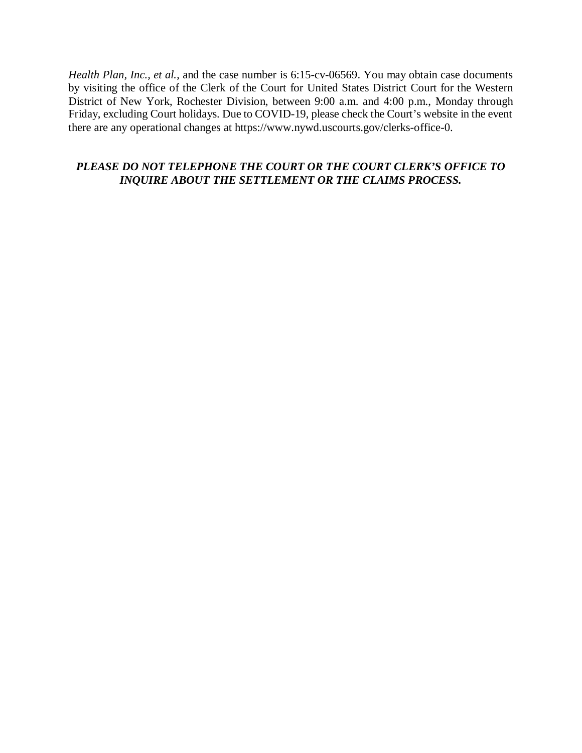*Health Plan, Inc., et al.*, and the case number is 6:15-cv-06569. You may obtain case documents by visiting the office of the Clerk of the Court for United States District Court for the Western District of New York, Rochester Division, between 9:00 a.m. and 4:00 p.m., Monday through Friday, excluding Court holidays. Due to COVID-19, please check the Court's website in the event there are any operational changes at https://www.nywd.uscourts.gov/clerks-office-0.

***PLEASE DO NOT TELEPHONE THE COURT OR THE COURT CLERK'S OFFICE TO INQUIRE ABOUT THE SETTLEMENT OR THE CLAIMS PROCESS.***